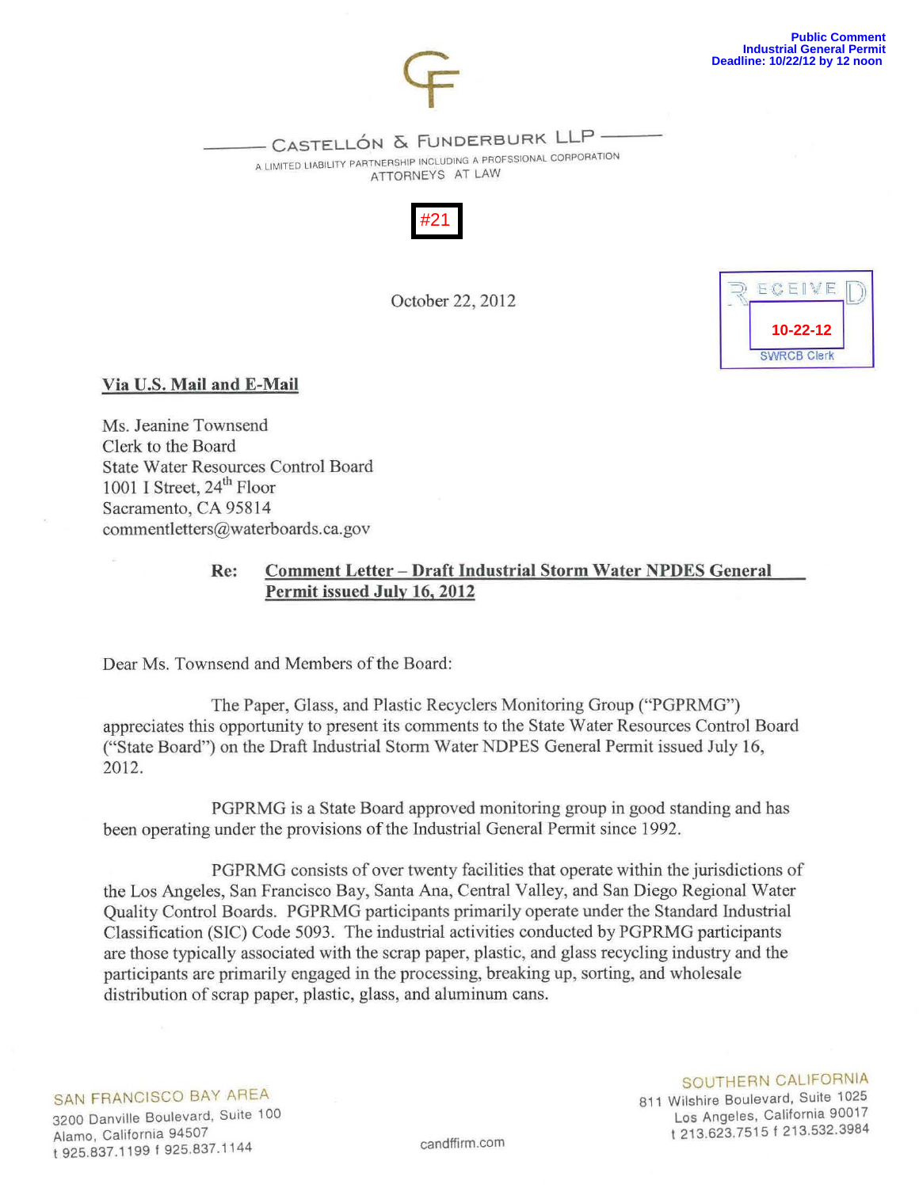Public Comment
Industrial General Permit
Deadline: 10/22/12 by 12 noon

CASTELLÓN & FUNDERBURK LLP

A LIMITED LIABILITY PARTNERSHIP INCLUDING A PROFSSIONAL CORPORATION
ATTORNEYS AT LAW

#21

October 22, 2012

RECEIVED
10-22-12
SWRCB Clerk

**Via U.S. Mail and E-Mail**

Ms. Jeanine Townsend
Clerk to the Board
State Water Resources Control Board
1001 I Street, 24th Floor
Sacramento, CA 95814
commentletters@waterboards.ca.gov

**Re: Comment Letter – Draft Industrial Storm Water NPDES General Permit issued July 16, 2012**

Dear Ms. Townsend and Members of the Board:

The Paper, Glass, and Plastic Recyclers Monitoring Group ("PGPRMG") appreciates this opportunity to present its comments to the State Water Resources Control Board ("State Board") on the Draft Industrial Storm Water NDPES General Permit issued July 16, 2012.

PGPRMG is a State Board approved monitoring group in good standing and has been operating under the provisions of the Industrial General Permit since 1992.

PGPRMG consists of over twenty facilities that operate within the jurisdictions of the Los Angeles, San Francisco Bay, Santa Ana, Central Valley, and San Diego Regional Water Quality Control Boards. PGPRMG participants primarily operate under the Standard Industrial Classification (SIC) Code 5093. The industrial activities conducted by PGPRMG participants are those typically associated with the scrap paper, plastic, and glass recycling industry and the participants are primarily engaged in the processing, breaking up, sorting, and wholesale distribution of scrap paper, plastic, glass, and aluminum cans.

SAN FRANCISCO BAY AREA
3200 Danville Boulevard, Suite 100
Alamo, California 94507
t 925.837.1199 f 925.837.1144

candffirm.com

SOUTHERN CALIFORNIA
811 Wilshire Boulevard, Suite 1025
Los Angeles, California 90017
t 213.623.7515 f 213.532.3984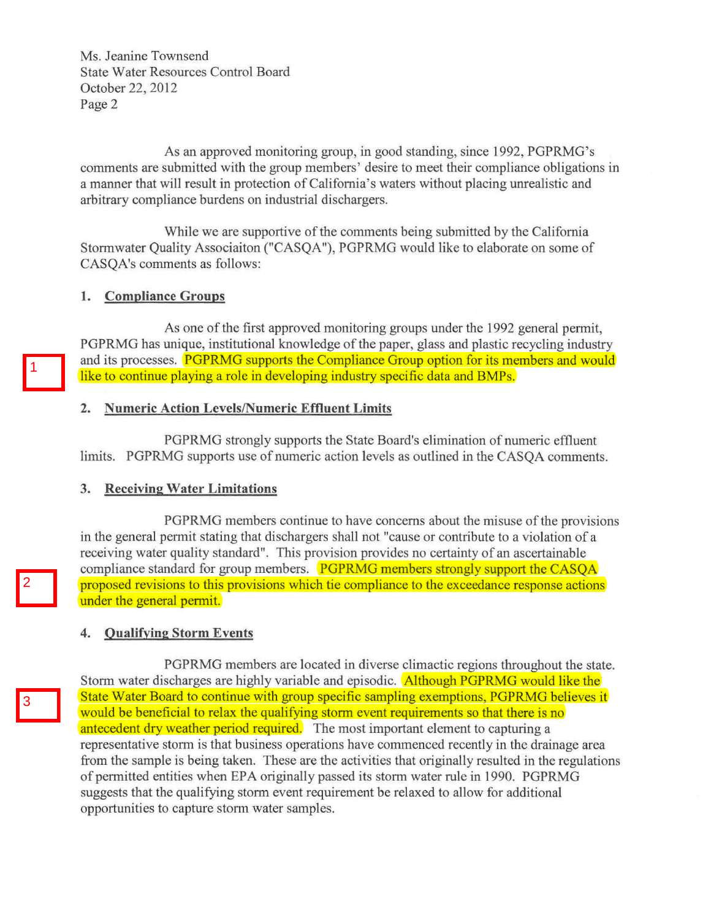Ms. Jeanine Townsend
State Water Resources Control Board
October 22, 2012

As an approved monitoring group, in good standing, since 1992, PGPRMG's comments are submitted with the group members' desire to meet their compliance obligations in a manner that will result in protection of California's waters without placing unrealistic and arbitrary compliance burdens on industrial dischargers.

While we are supportive of the comments being submitted by the California Stormwater Quality Associaiton ("CASQA"), PGPRMG would like to elaborate on some of CASQA's comments as follows:

1. **Compliance Groups**

As one of the first approved monitoring groups under the 1992 general permit, PGPRMG has unique, institutional knowledge of the paper, glass and plastic recycling industry and its processes. PGPRMG supports the Compliance Group option for its members and would like to continue playing a role in developing industry specific data and BMPs.

2. **Numeric Action Levels/Numeric Effluent Limits**

PGPRMG strongly supports the State Board's elimination of numeric effluent limits. PGPRMG supports use of numeric action levels as outlined in the CASQA comments.

3. **Receiving Water Limitations**

PGPRMG members continue to have concerns about the misuse of the provisions in the general permit stating that dischargers shall not "cause or contribute to a violation of a receiving water quality standard". This provision provides no certainty of an ascertainable compliance standard for group members. PGPRMG members strongly support the CASQA proposed revisions to this provisions which tie compliance to the exceedance response actions under the general permit.

4. **Qualifying Storm Events**

PGPRMG members are located in diverse climactic regions throughout the state. Storm water discharges are highly variable and episodic. Although PGPRMG would like the State Water Board to continue with group specific sampling exemptions, PGPRMG believes it would be beneficial to relax the qualifying storm event requirements so that there is no antecedent dry weather period required. The most important element to capturing a representative storm is that business operations have commenced recently in the drainage area from the sample is being taken. These are the activities that originally resulted in the regulations of permitted entities when EPA originally passed its storm water rule in 1990. PGPRMG suggests that the qualifying storm event requirement be relaxed to allow for additional opportunities to capture storm water samples.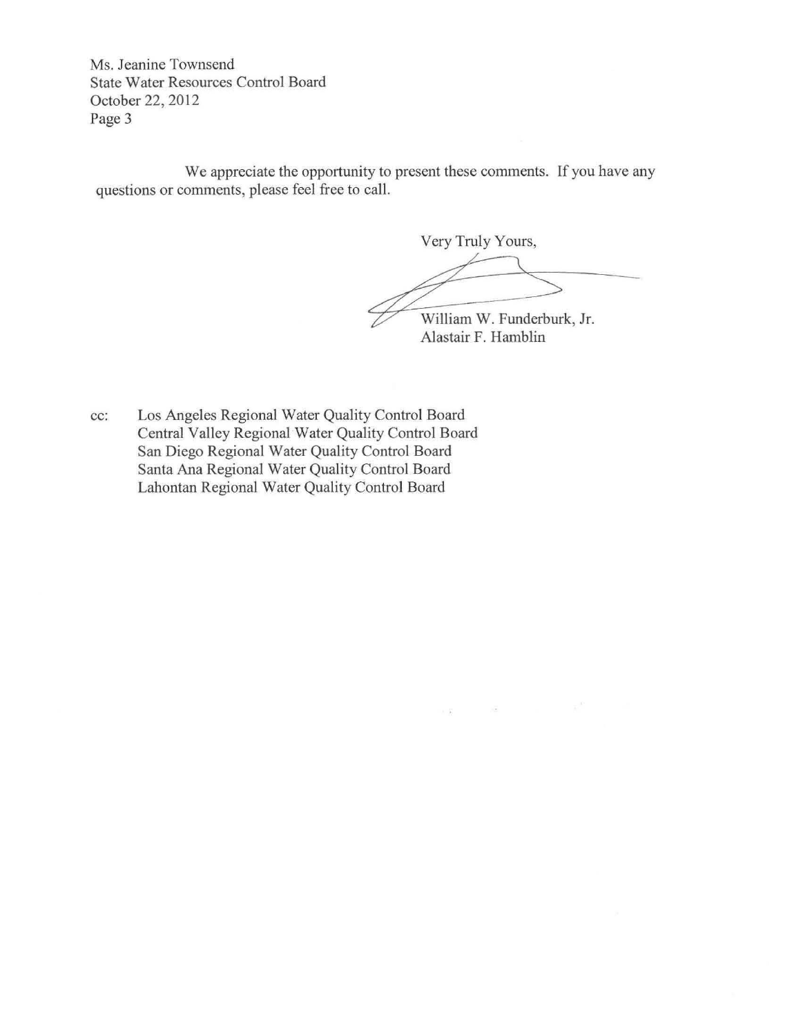Ms. Jeanine Townsend
State Water Resources Control Board
October 22, 2012
Page 3

We appreciate the opportunity to present these comments. If you have any questions or comments, please feel free to call.

Very Truly Yours,

William W. Funderburk, Jr.
Alastair F. Hamblin

cc: Los Angeles Regional Water Quality Control Board
Central Valley Regional Water Quality Control Board
San Diego Regional Water Quality Control Board
Santa Ana Regional Water Quality Control Board
Lahontan Regional Water Quality Control Board